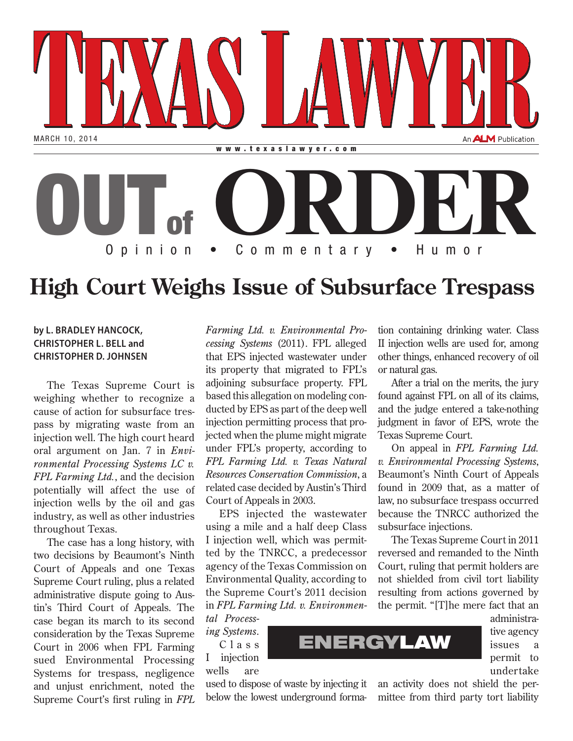# TEXAS LAWYER

MARCH 10, 2014

www.texaslawyer.com

An ALM Publication

# OUT of ORDER

Opinion • Commentary • Humor

## High Court Weighs Issue of Subsurface Trespass

**by L. BRADLEY HANCOCK, CHRISTOPHER L. BELL and CHRISTOPHER D. JOHNSEN**

The Texas Supreme Court is weighing whether to recognize a cause of action for subsurface trespass by migrating waste from an injection well. The high court heard oral argument on Jan. 7 in *Environmental Processing Systems LC v. FPL Farming Ltd.*, and the decision potentially will affect the use of injection wells by the oil and gas industry, as well as other industries throughout Texas.

The case has a long history, with two decisions by Beaumont's Ninth Court of Appeals and one Texas Supreme Court ruling, plus a related administrative dispute going to Austin's Third Court of Appeals. The case began its march to its second consideration by the Texas Supreme Court in 2006 when FPL Farming sued Environmental Processing Systems for trespass, negligence and unjust enrichment, noted the Supreme Court's first ruling in *FPL Farming Ltd. v. Environmental Processing Systems* (2011). FPL alleged that EPS injected wastewater under its property that migrated to FPL's adjoining subsurface property. FPL based this allegation on modeling conducted by EPS as part of the deep well injection permitting process that projected when the plume might migrate under FPL's property, according to *FPL Farming Ltd. v. Texas Natural Resources Conservation Commission*, a related case decided by Austin's Third Court of Appeals in 2003.

EPS injected the wastewater using a mile and a half deep Class I injection well, which was permitted by the TNRCC, a predecessor agency of the Texas Commission on Environmental Quality, according to the Supreme Court's 2011 decision in *FPL Farming Ltd. v. Environmental Processing Systems*.

Class I injection wells are used to dispose of waste by injecting it below the lowest underground formation containing drinking water. Class II injection wells are used for, among other things, enhanced recovery of oil or natural gas.

After a trial on the merits, the jury found against FPL on all of its claims, and the judge entered a take-nothing judgment in favor of EPS, wrote the Texas Supreme Court.

On appeal in *FPL Farming Ltd. v. Environmental Processing Systems*, Beaumont's Ninth Court of Appeals found in 2009 that, as a matter of law, no subsurface trespass occurred because the TNRCC authorized the subsurface injections.

The Texas Supreme Court in 2011 reversed and remanded to the Ninth Court, ruling that permit holders are not shielded from civil tort liability resulting from actions governed by the permit. "[T]he mere fact that an administrative agency issues a permit to undertake an activity does not shield the permittee from third party tort liability

ENERGYLAW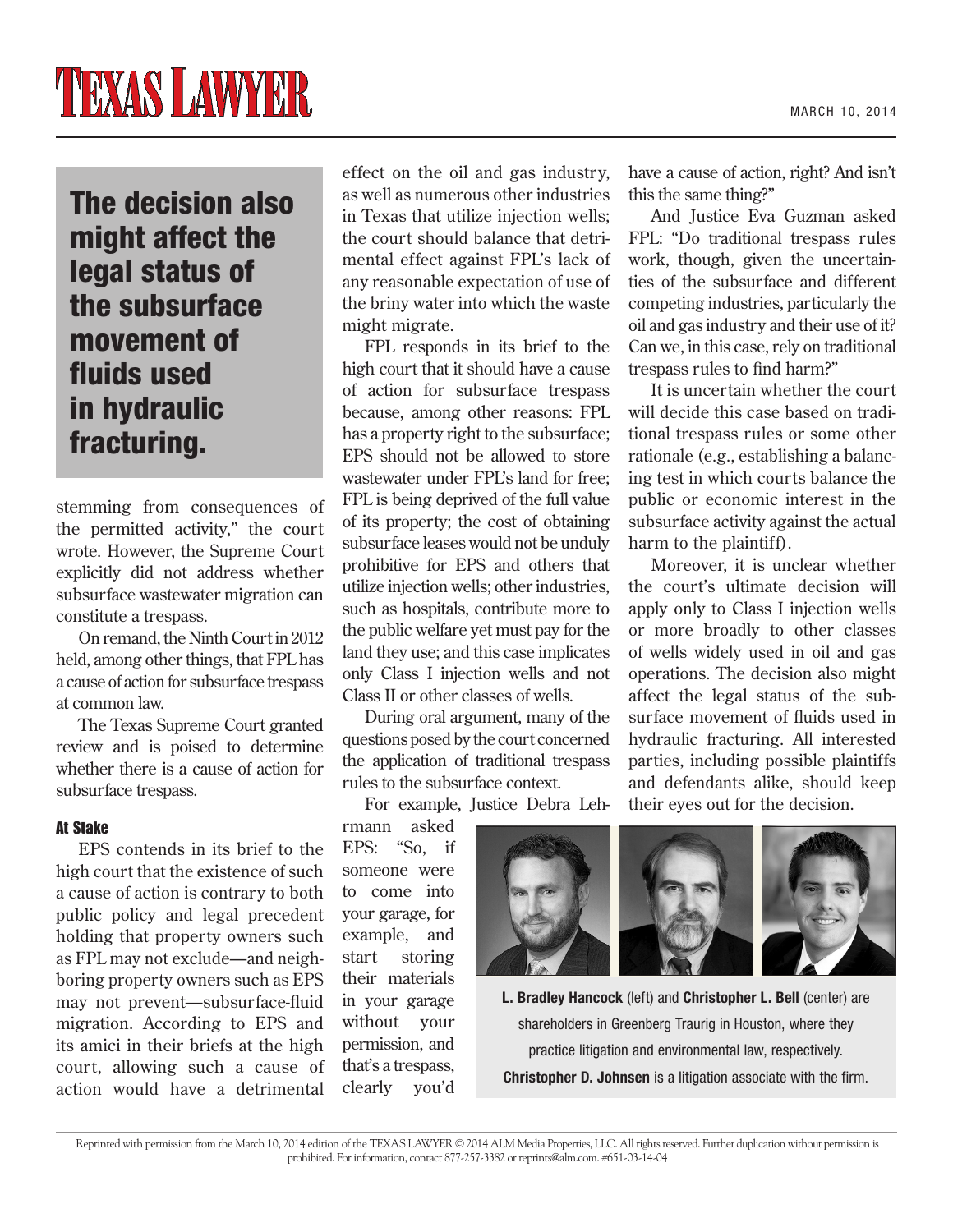> **The decision also might affect the legal status of the subsurface movement of fluids used in hydraulic fracturing.**

stemming from consequences of the permitted activity," the court wrote. However, the Supreme Court explicitly did not address whether subsurface wastewater migration can constitute a trespass.

On remand, the Ninth Court in 2012 held, among other things, that FPL has a cause of action for subsurface trespass at common law.

The Texas Supreme Court granted review and is poised to determine whether there is a cause of action for subsurface trespass.

### At Stake

EPS contends in its brief to the high court that the existence of such a cause of action is contrary to both public policy and legal precedent holding that property owners such as FPL may not exclude—and neighboring property owners such as EPS may not prevent—subsurface-fluid migration. According to EPS and its amici in their briefs at the high court, allowing such a cause of action would have a detrimental effect on the oil and gas industry, as well as numerous other industries in Texas that utilize injection wells; the court should balance that detrimental effect against FPL's lack of any reasonable expectation of use of the briny water into which the waste might migrate.

FPL responds in its brief to the high court that it should have a cause of action for subsurface trespass because, among other reasons: FPL has a property right to the subsurface; EPS should not be allowed to store wastewater under FPL's land for free; FPL is being deprived of the full value of its property; the cost of obtaining subsurface leases would not be unduly prohibitive for EPS and others that utilize injection wells; other industries, such as hospitals, contribute more to the public welfare yet must pay for the land they use; and this case implicates only Class I injection wells and not Class II or other classes of wells.

During oral argument, many of the questions posed by the court concerned the application of traditional trespass rules to the subsurface context.

For example, Justice Debra Lehrmann asked EPS: "So, if someone were to come into your garage, for example, and start storing their materials in your garage without your permission, and that's a trespass, clearly you'd have a cause of action, right? And isn't this the same thing?"

And Justice Eva Guzman asked FPL: "Do traditional trespass rules work, though, given the uncertainties of the subsurface and different competing industries, particularly the oil and gas industry and their use of it? Can we, in this case, rely on traditional trespass rules to find harm?"

It is uncertain whether the court will decide this case based on traditional trespass rules or some other rationale (e.g., establishing a balancing test in which courts balance the public or economic interest in the subsurface activity against the actual harm to the plaintiff).

Moreover, it is unclear whether the court's ultimate decision will apply only to Class I injection wells or more broadly to other classes of wells widely used in oil and gas operations. The decision also might affect the legal status of the subsurface movement of fluids used in hydraulic fracturing. All interested parties, including possible plaintiffs and defendants alike, should keep their eyes out for the decision.

**L. Bradley Hancock** (left) and **Christopher L. Bell** (center) are shareholders in Greenberg Traurig in Houston, where they practice litigation and environmental law, respectively. **Christopher D. Johnsen** is a litigation associate with the firm.

Reprinted with permission from the March 10, 2014 edition of the TEXAS LAWYER © 2014 ALM Media Properties, LLC. All rights reserved. Further duplication without permission is prohibited. For information, contact 877-257-3382 or reprints@alm.com. #651-03-14-04